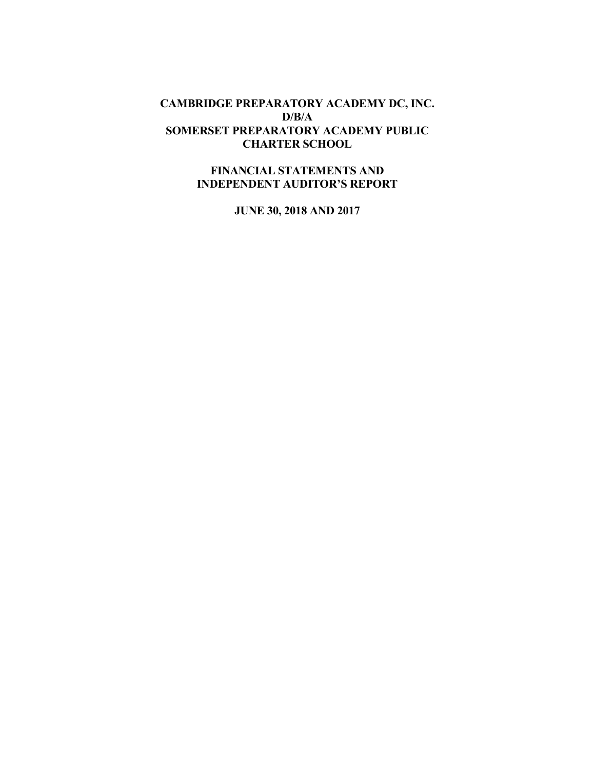# CAMBRIDGE PREPARATORY ACADEMY DC, INC.
# D/B/A
# SOMERSET PREPARATORY ACADEMY PUBLIC CHARTER SCHOOL

## FINANCIAL STATEMENTS AND INDEPENDENT AUDITOR'S REPORT

## JUNE 30, 2018 AND 2017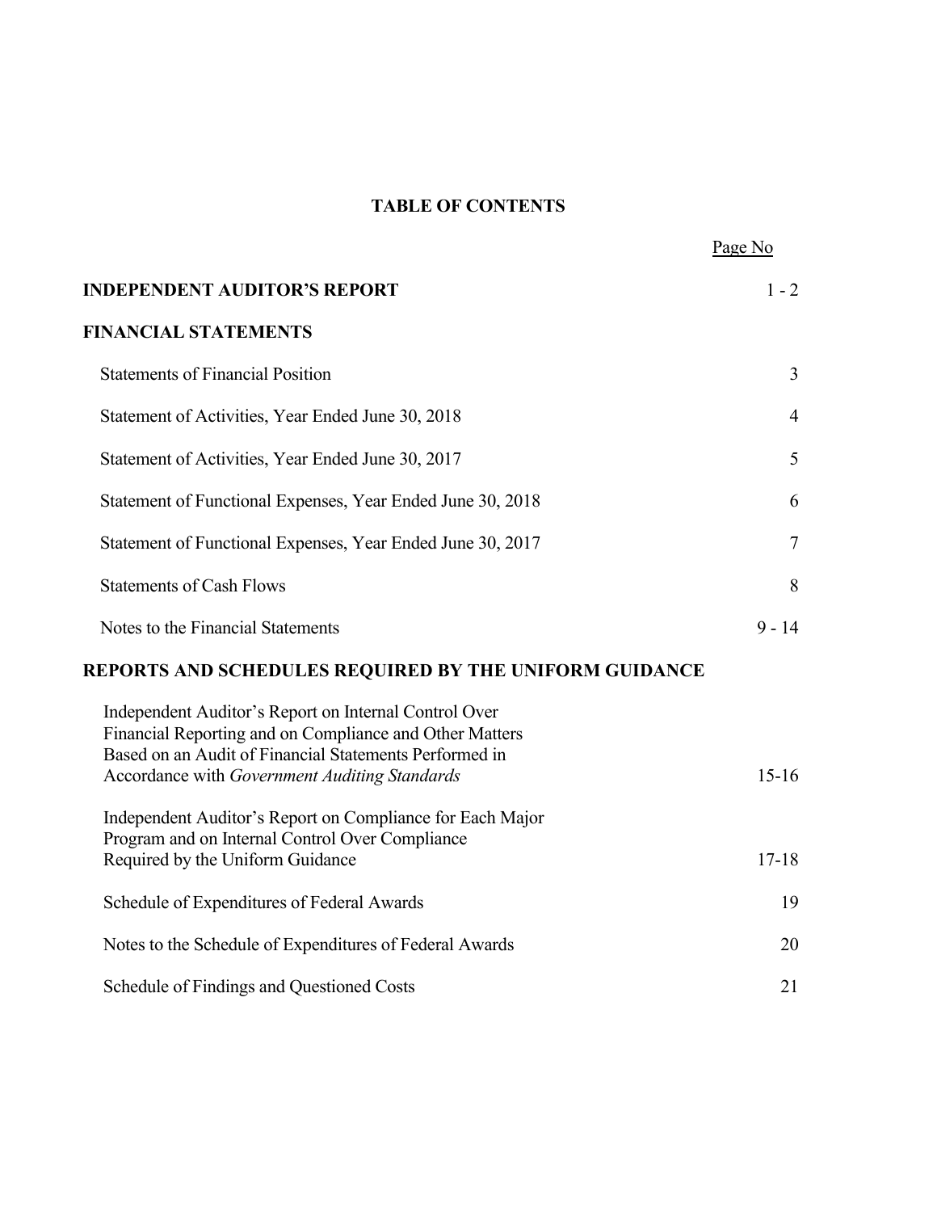# TABLE OF CONTENTS

| | Page No |
|---|---|
| **INDEPENDENT AUDITOR'S REPORT** | 1 - 2 |
| **FINANCIAL STATEMENTS** | |
| Statements of Financial Position | 3 |
| Statement of Activities, Year Ended June 30, 2018 | 4 |
| Statement of Activities, Year Ended June 30, 2017 | 5 |
| Statement of Functional Expenses, Year Ended June 30, 2018 | 6 |
| Statement of Functional Expenses, Year Ended June 30, 2017 | 7 |
| Statements of Cash Flows | 8 |
| Notes to the Financial Statements | 9 - 14 |
| **REPORTS AND SCHEDULES REQUIRED BY THE UNIFORM GUIDANCE** | |
| Independent Auditor's Report on Internal Control Over Financial Reporting and on Compliance and Other Matters Based on an Audit of Financial Statements Performed in Accordance with *Government Auditing Standards* | 15-16 |
| Independent Auditor's Report on Compliance for Each Major Program and on Internal Control Over Compliance Required by the Uniform Guidance | 17-18 |
| Schedule of Expenditures of Federal Awards | 19 |
| Notes to the Schedule of Expenditures of Federal Awards | 20 |
| Schedule of Findings and Questioned Costs | 21 |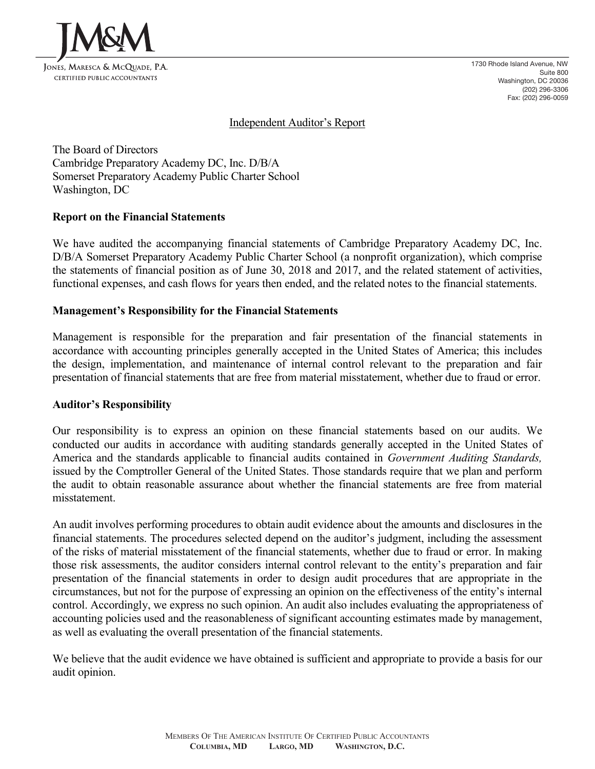JM&M

JONES, MARESCA & MCQUADE, P.A.
CERTIFIED PUBLIC ACCOUNTANTS

1730 Rhode Island Avenue, NW
Suite 800
Washington, DC 20036
(202) 296-3306
Fax: (202) 296-0059

# Independent Auditor's Report

The Board of Directors
Cambridge Preparatory Academy DC, Inc. D/B/A
Somerset Preparatory Academy Public Charter School
Washington, DC

**Report on the Financial Statements**

We have audited the accompanying financial statements of Cambridge Preparatory Academy DC, Inc. D/B/A Somerset Preparatory Academy Public Charter School (a nonprofit organization), which comprise the statements of financial position as of June 30, 2018 and 2017, and the related statement of activities, functional expenses, and cash flows for years then ended, and the related notes to the financial statements.

**Management's Responsibility for the Financial Statements**

Management is responsible for the preparation and fair presentation of the financial statements in accordance with accounting principles generally accepted in the United States of America; this includes the design, implementation, and maintenance of internal control relevant to the preparation and fair presentation of financial statements that are free from material misstatement, whether due to fraud or error.

**Auditor's Responsibility**

Our responsibility is to express an opinion on these financial statements based on our audits. We conducted our audits in accordance with auditing standards generally accepted in the United States of America and the standards applicable to financial audits contained in *Government Auditing Standards,* issued by the Comptroller General of the United States. Those standards require that we plan and perform the audit to obtain reasonable assurance about whether the financial statements are free from material misstatement.

An audit involves performing procedures to obtain audit evidence about the amounts and disclosures in the financial statements. The procedures selected depend on the auditor's judgment, including the assessment of the risks of material misstatement of the financial statements, whether due to fraud or error. In making those risk assessments, the auditor considers internal control relevant to the entity's preparation and fair presentation of the financial statements in order to design audit procedures that are appropriate in the circumstances, but not for the purpose of expressing an opinion on the effectiveness of the entity's internal control. Accordingly, we express no such opinion. An audit also includes evaluating the appropriateness of accounting policies used and the reasonableness of significant accounting estimates made by management, as well as evaluating the overall presentation of the financial statements.

We believe that the audit evidence we have obtained is sufficient and appropriate to provide a basis for our audit opinion.

MEMBERS OF THE AMERICAN INSTITUTE OF CERTIFIED PUBLIC ACCOUNTANTS
**COLUMBIA, MD LARGO, MD WASHINGTON, D.C.**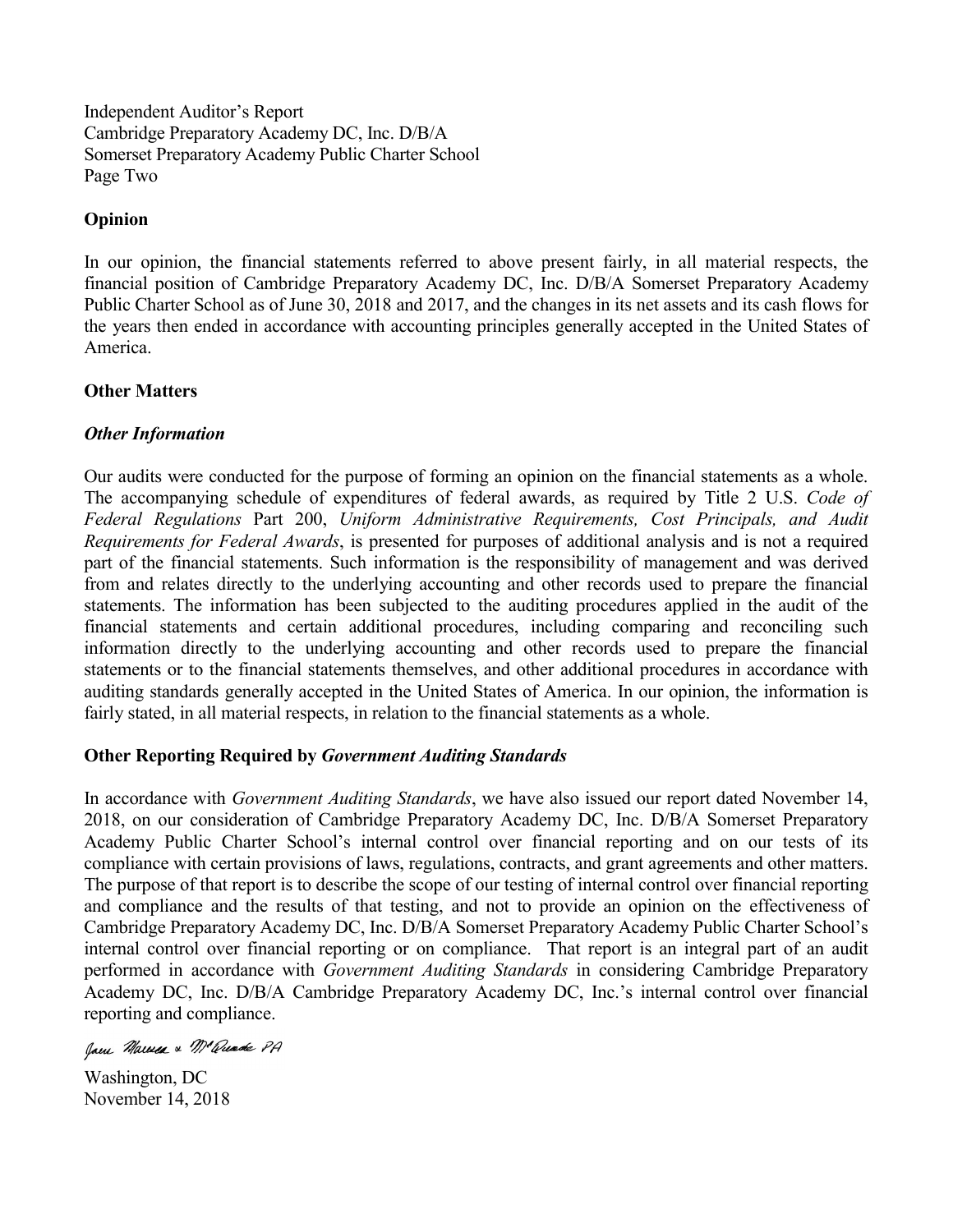Independent Auditor's Report
Cambridge Preparatory Academy DC, Inc. D/B/A
Somerset Preparatory Academy Public Charter School
Page Two

## Opinion

In our opinion, the financial statements referred to above present fairly, in all material respects, the financial position of Cambridge Preparatory Academy DC, Inc. D/B/A Somerset Preparatory Academy Public Charter School as of June 30, 2018 and 2017, and the changes in its net assets and its cash flows for the years then ended in accordance with accounting principles generally accepted in the United States of America.

## Other Matters

### *Other Information*

Our audits were conducted for the purpose of forming an opinion on the financial statements as a whole. The accompanying schedule of expenditures of federal awards, as required by Title 2 U.S. *Code of Federal Regulations* Part 200, *Uniform Administrative Requirements, Cost Principals, and Audit Requirements for Federal Awards*, is presented for purposes of additional analysis and is not a required part of the financial statements. Such information is the responsibility of management and was derived from and relates directly to the underlying accounting and other records used to prepare the financial statements. The information has been subjected to the auditing procedures applied in the audit of the financial statements and certain additional procedures, including comparing and reconciling such information directly to the underlying accounting and other records used to prepare the financial statements or to the financial statements themselves, and other additional procedures in accordance with auditing standards generally accepted in the United States of America. In our opinion, the information is fairly stated, in all material respects, in relation to the financial statements as a whole.

## Other Reporting Required by *Government Auditing Standards*

In accordance with *Government Auditing Standards*, we have also issued our report dated November 14, 2018, on our consideration of Cambridge Preparatory Academy DC, Inc. D/B/A Somerset Preparatory Academy Public Charter School's internal control over financial reporting and on our tests of its compliance with certain provisions of laws, regulations, contracts, and grant agreements and other matters. The purpose of that report is to describe the scope of our testing of internal control over financial reporting and compliance and the results of that testing, and not to provide an opinion on the effectiveness of Cambridge Preparatory Academy DC, Inc. D/B/A Somerset Preparatory Academy Public Charter School's internal control over financial reporting or on compliance. That report is an integral part of an audit performed in accordance with *Government Auditing Standards* in considering Cambridge Preparatory Academy DC, Inc. D/B/A Cambridge Preparatory Academy DC, Inc.'s internal control over financial reporting and compliance.

*Jones Marcus & McQuade PA*

Washington, DC
November 14, 2018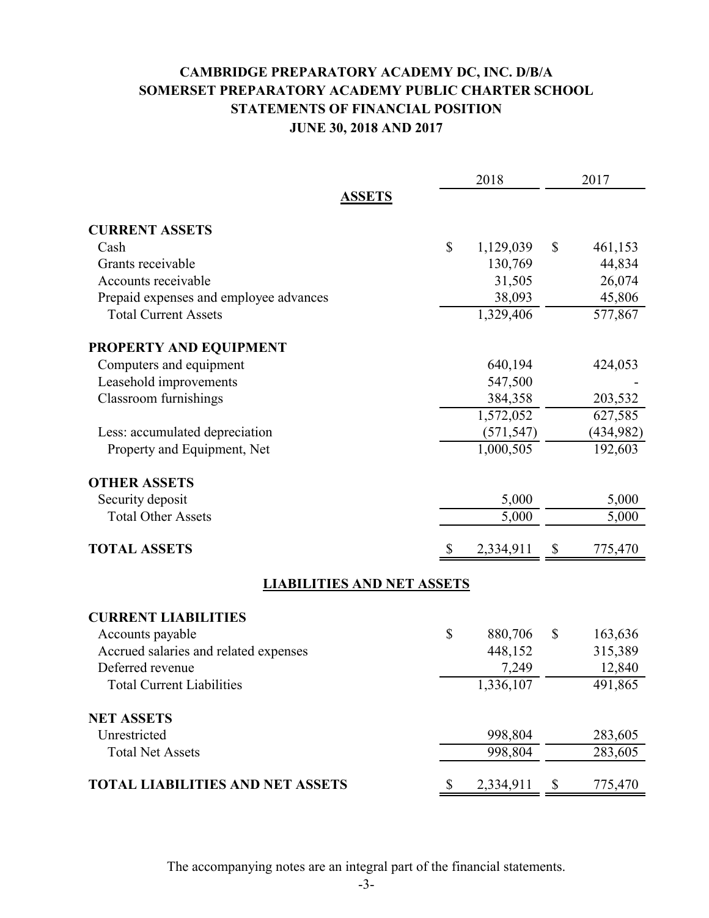# CAMBRIDGE PREPARATORY ACADEMY DC, INC. D/B/A
# SOMERSET PREPARATORY ACADEMY PUBLIC CHARTER SCHOOL
## STATEMENTS OF FINANCIAL POSITION
## JUNE 30, 2018 AND 2017

| | 2018 | 2017 |
|---|---|---|
| **ASSETS** | | |
| **CURRENT ASSETS** | | |
| Cash | $ 1,129,039 | $ 461,153 |
| Grants receivable | 130,769 | 44,834 |
| Accounts receivable | 31,505 | 26,074 |
| Prepaid expenses and employee advances | 38,093 | 45,806 |
| Total Current Assets | 1,329,406 | 577,867 |
| **PROPERTY AND EQUIPMENT** | | |
| Computers and equipment | 640,194 | 424,053 |
| Leasehold improvements | 547,500 | - |
| Classroom furnishings | 384,358 | 203,532 |
| | 1,572,052 | 627,585 |
| Less: accumulated depreciation | (571,547) | (434,982) |
| Property and Equipment, Net | 1,000,505 | 192,603 |
| **OTHER ASSETS** | | |
| Security deposit | 5,000 | 5,000 |
| Total Other Assets | 5,000 | 5,000 |
| **TOTAL ASSETS** | $ 2,334,911 | $ 775,470 |
| **LIABILITIES AND NET ASSETS** | | |
| **CURRENT LIABILITIES** | | |
| Accounts payable | $ 880,706 | $ 163,636 |
| Accrued salaries and related expenses | 448,152 | 315,389 |
| Deferred revenue | 7,249 | 12,840 |
| Total Current Liabilities | 1,336,107 | 491,865 |
| **NET ASSETS** | | |
| Unrestricted | 998,804 | 283,605 |
| Total Net Assets | 998,804 | 283,605 |
| **TOTAL LIABILITIES AND NET ASSETS** | $ 2,334,911 | $ 775,470 |

The accompanying notes are an integral part of the financial statements.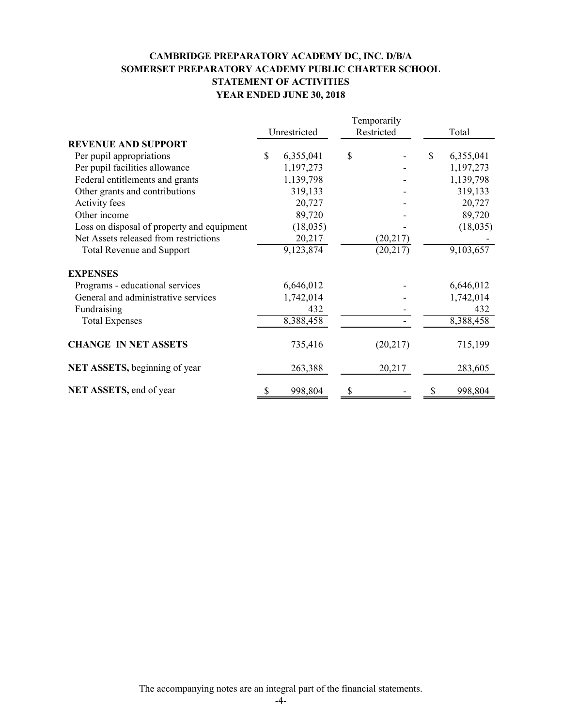# CAMBRIDGE PREPARATORY ACADEMY DC, INC. D/B/A
# SOMERSET PREPARATORY ACADEMY PUBLIC CHARTER SCHOOL
## STATEMENT OF ACTIVITIES
## YEAR ENDED JUNE 30, 2018

| | Unrestricted | Temporarily Restricted | Total |
|---|---|---|---|
| **REVENUE AND SUPPORT** | | | |
| Per pupil appropriations | $ 6,355,041 | $ - | $ 6,355,041 |
| Per pupil facilities allowance | 1,197,273 | - | 1,197,273 |
| Federal entitlements and grants | 1,139,798 | - | 1,139,798 |
| Other grants and contributions | 319,133 | - | 319,133 |
| Activity fees | 20,727 | - | 20,727 |
| Other income | 89,720 | - | 89,720 |
| Loss on disposal of property and equipment | (18,035) | - | (18,035) |
| Net Assets released from restrictions | 20,217 | (20,217) | - |
| Total Revenue and Support | 9,123,874 | (20,217) | 9,103,657 |
| **EXPENSES** | | | |
| Programs - educational services | 6,646,012 | - | 6,646,012 |
| General and administrative services | 1,742,014 | - | 1,742,014 |
| Fundraising | 432 | - | 432 |
| Total Expenses | 8,388,458 | - | 8,388,458 |
| **CHANGE IN NET ASSETS** | 735,416 | (20,217) | 715,199 |
| **NET ASSETS,** beginning of year | 263,388 | 20,217 | 283,605 |
| **NET ASSETS,** end of year | $ 998,804 | $ - | $ 998,804 |

The accompanying notes are an integral part of the financial statements.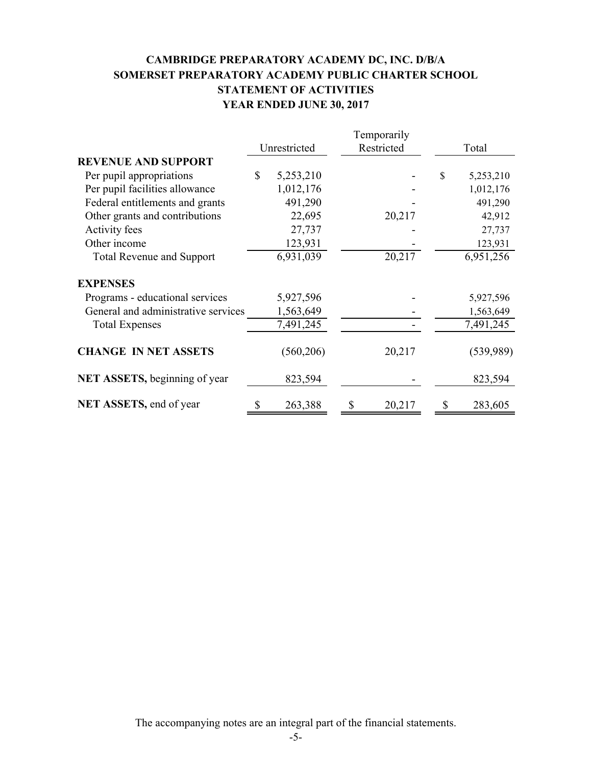# CAMBRIDGE PREPARATORY ACADEMY DC, INC. D/B/A
# SOMERSET PREPARATORY ACADEMY PUBLIC CHARTER SCHOOL
## STATEMENT OF ACTIVITIES
## YEAR ENDED JUNE 30, 2017

| | Unrestricted | Temporarily Restricted | Total |
|---|---|---|---|
| **REVENUE AND SUPPORT** | | | |
| Per pupil appropriations | $ 5,253,210 | - | $ 5,253,210 |
| Per pupil facilities allowance | 1,012,176 | - | 1,012,176 |
| Federal entitlements and grants | 491,290 | - | 491,290 |
| Other grants and contributions | 22,695 | 20,217 | 42,912 |
| Activity fees | 27,737 | - | 27,737 |
| Other income | 123,931 | - | 123,931 |
| Total Revenue and Support | 6,931,039 | 20,217 | 6,951,256 |
| **EXPENSES** | | | |
| Programs - educational services | 5,927,596 | - | 5,927,596 |
| General and administrative services | 1,563,649 | - | 1,563,649 |
| Total Expenses | 7,491,245 | - | 7,491,245 |
| **CHANGE IN NET ASSETS** | (560,206) | 20,217 | (539,989) |
| **NET ASSETS,** beginning of year | 823,594 | - | 823,594 |
| **NET ASSETS,** end of year | $ 263,388 | $ 20,217 | $ 283,605 |

The accompanying notes are an integral part of the financial statements.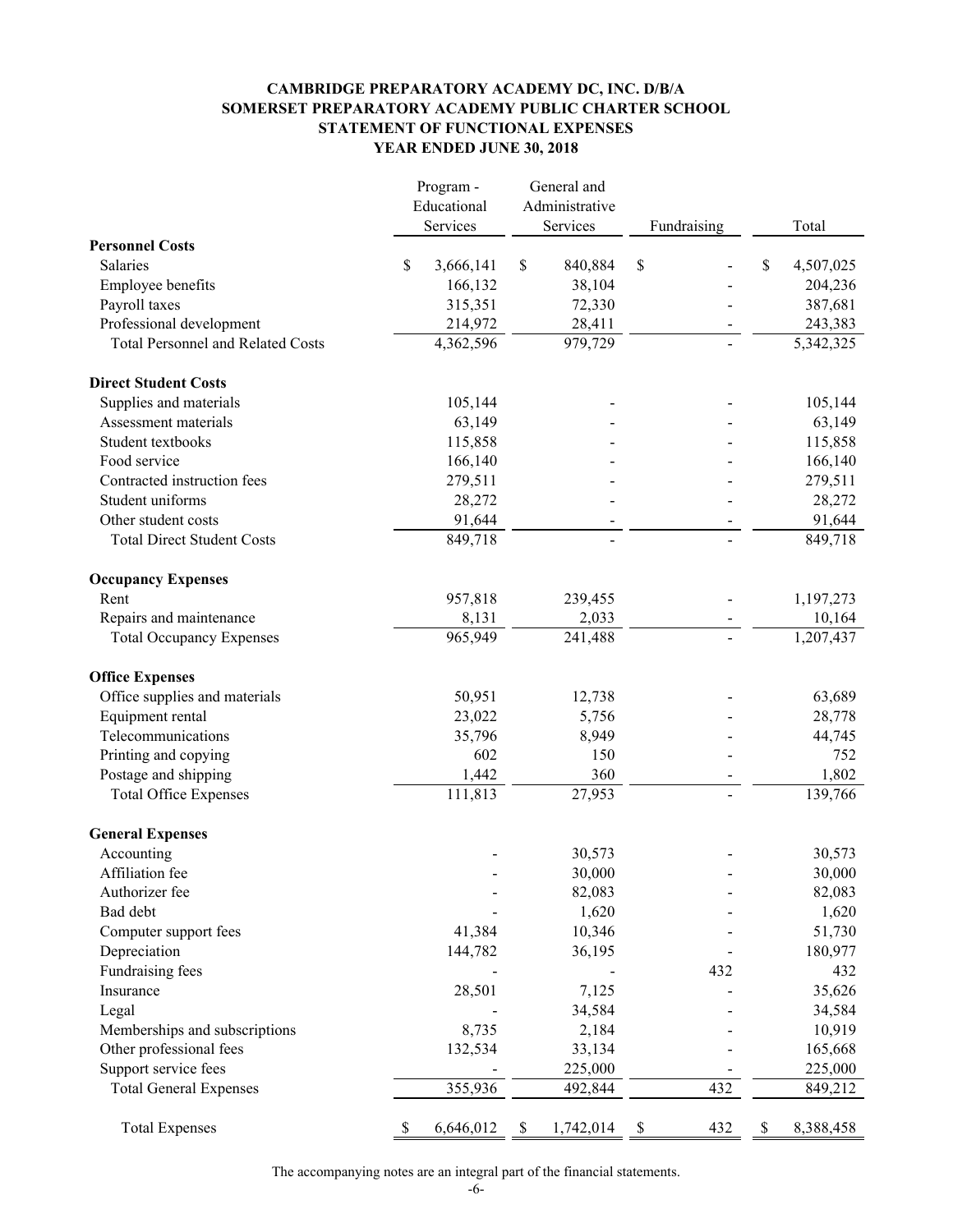**CAMBRIDGE PREPARATORY ACADEMY DC, INC. D/B/A**
**SOMERSET PREPARATORY ACADEMY PUBLIC CHARTER SCHOOL**
**STATEMENT OF FUNCTIONAL EXPENSES**
**YEAR ENDED JUNE 30, 2018**

| | Program - Educational Services | General and Administrative Services | Fundraising | Total |
|---|---|---|---|---|
| **Personnel Costs** | | | | |
| Salaries | $ 3,666,141 | $ 840,884 | $ - | $ 4,507,025 |
| Employee benefits | 166,132 | 38,104 | - | 204,236 |
| Payroll taxes | 315,351 | 72,330 | - | 387,681 |
| Professional development | 214,972 | 28,411 | - | 243,383 |
| Total Personnel and Related Costs | 4,362,596 | 979,729 | - | 5,342,325 |
| **Direct Student Costs** | | | | |
| Supplies and materials | 105,144 | - | - | 105,144 |
| Assessment materials | 63,149 | - | - | 63,149 |
| Student textbooks | 115,858 | - | - | 115,858 |
| Food service | 166,140 | - | - | 166,140 |
| Contracted instruction fees | 279,511 | - | - | 279,511 |
| Student uniforms | 28,272 | - | - | 28,272 |
| Other student costs | 91,644 | - | - | 91,644 |
| Total Direct Student Costs | 849,718 | - | - | 849,718 |
| **Occupancy Expenses** | | | | |
| Rent | 957,818 | 239,455 | - | 1,197,273 |
| Repairs and maintenance | 8,131 | 2,033 | - | 10,164 |
| Total Occupancy Expenses | 965,949 | 241,488 | - | 1,207,437 |
| **Office Expenses** | | | | |
| Office supplies and materials | 50,951 | 12,738 | - | 63,689 |
| Equipment rental | 23,022 | 5,756 | - | 28,778 |
| Telecommunications | 35,796 | 8,949 | - | 44,745 |
| Printing and copying | 602 | 150 | - | 752 |
| Postage and shipping | 1,442 | 360 | - | 1,802 |
| Total Office Expenses | 111,813 | 27,953 | - | 139,766 |
| **General Expenses** | | | | |
| Accounting | - | 30,573 | - | 30,573 |
| Affiliation fee | - | 30,000 | - | 30,000 |
| Authorizer fee | - | 82,083 | - | 82,083 |
| Bad debt | - | 1,620 | - | 1,620 |
| Computer support fees | 41,384 | 10,346 | - | 51,730 |
| Depreciation | 144,782 | 36,195 | - | 180,977 |
| Fundraising fees | - | - | 432 | 432 |
| Insurance | 28,501 | 7,125 | - | 35,626 |
| Legal | - | 34,584 | - | 34,584 |
| Memberships and subscriptions | 8,735 | 2,184 | - | 10,919 |
| Other professional fees | 132,534 | 33,134 | - | 165,668 |
| Support service fees | - | 225,000 | - | 225,000 |
| Total General Expenses | 355,936 | 492,844 | 432 | 849,212 |
| Total Expenses | $ 6,646,012 | $ 1,742,014 | $ 432 | $ 8,388,458 |

The accompanying notes are an integral part of the financial statements.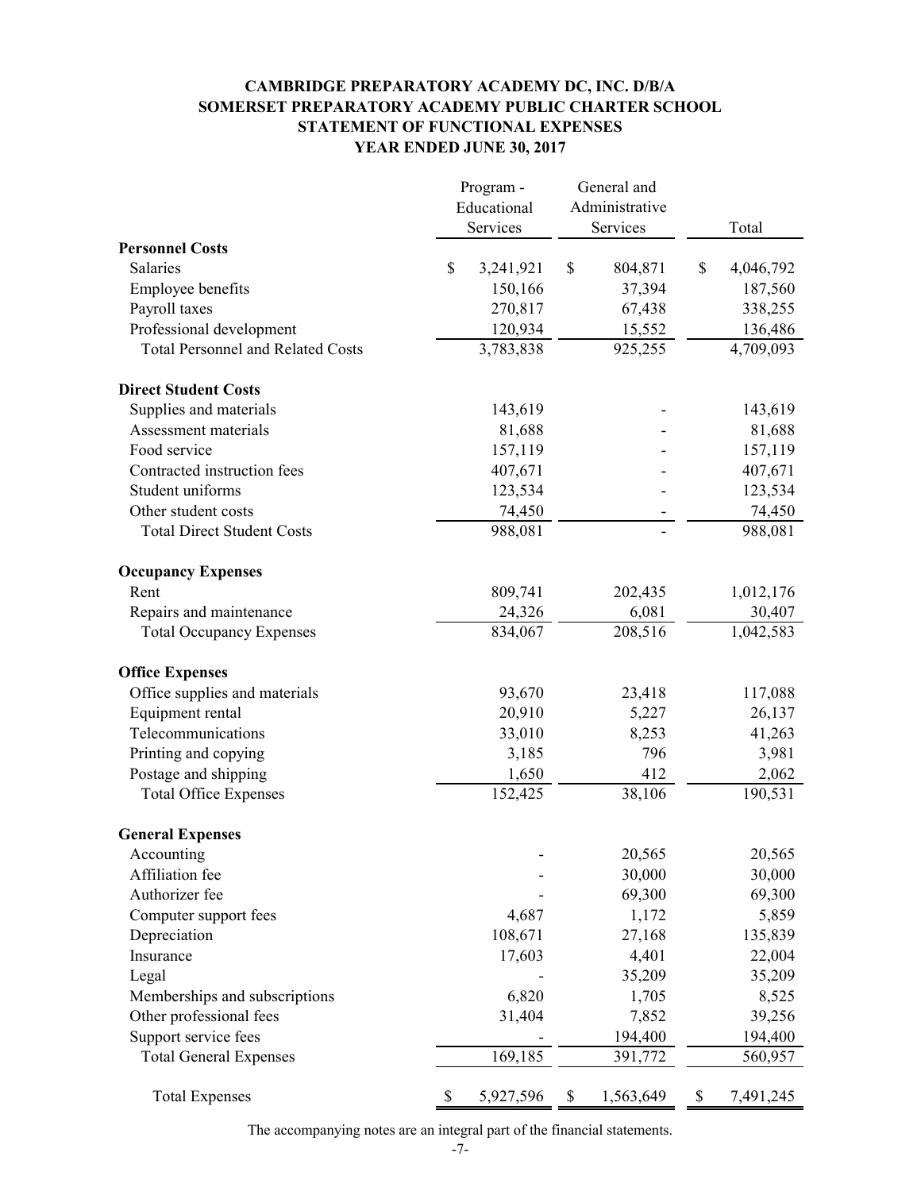# CAMBRIDGE PREPARATORY ACADEMY DC, INC. D/B/A SOMERSET PREPARATORY ACADEMY PUBLIC CHARTER SCHOOL

## STATEMENT OF FUNCTIONAL EXPENSES

### YEAR ENDED JUNE 30, 2017

| | Program - Educational Services | General and Administrative Services | Total |
|---|---|---|---|
| **Personnel Costs** | | | |
| Salaries | $ 3,241,921 | $ 804,871 | $ 4,046,792 |
| Employee benefits | 150,166 | 37,394 | 187,560 |
| Payroll taxes | 270,817 | 67,438 | 338,255 |
| Professional development | 120,934 | 15,552 | 136,486 |
| Total Personnel and Related Costs | 3,783,838 | 925,255 | 4,709,093 |
| **Direct Student Costs** | | | |
| Supplies and materials | 143,619 | - | 143,619 |
| Assessment materials | 81,688 | - | 81,688 |
| Food service | 157,119 | - | 157,119 |
| Contracted instruction fees | 407,671 | - | 407,671 |
| Student uniforms | 123,534 | - | 123,534 |
| Other student costs | 74,450 | - | 74,450 |
| Total Direct Student Costs | 988,081 | - | 988,081 |
| **Occupancy Expenses** | | | |
| Rent | 809,741 | 202,435 | 1,012,176 |
| Repairs and maintenance | 24,326 | 6,081 | 30,407 |
| Total Occupancy Expenses | 834,067 | 208,516 | 1,042,583 |
| **Office Expenses** | | | |
| Office supplies and materials | 93,670 | 23,418 | 117,088 |
| Equipment rental | 20,910 | 5,227 | 26,137 |
| Telecommunications | 33,010 | 8,253 | 41,263 |
| Printing and copying | 3,185 | 796 | 3,981 |
| Postage and shipping | 1,650 | 412 | 2,062 |
| Total Office Expenses | 152,425 | 38,106 | 190,531 |
| **General Expenses** | | | |
| Accounting | - | 20,565 | 20,565 |
| Affiliation fee | - | 30,000 | 30,000 |
| Authorizer fee | - | 69,300 | 69,300 |
| Computer support fees | 4,687 | 1,172 | 5,859 |
| Depreciation | 108,671 | 27,168 | 135,839 |
| Insurance | 17,603 | 4,401 | 22,004 |
| Legal | - | 35,209 | 35,209 |
| Memberships and subscriptions | 6,820 | 1,705 | 8,525 |
| Other professional fees | 31,404 | 7,852 | 39,256 |
| Support service fees | - | 194,400 | 194,400 |
| Total General Expenses | 169,185 | 391,772 | 560,957 |
| Total Expenses | $ 5,927,596 | $ 1,563,649 | $ 7,491,245 |

The accompanying notes are an integral part of the financial statements.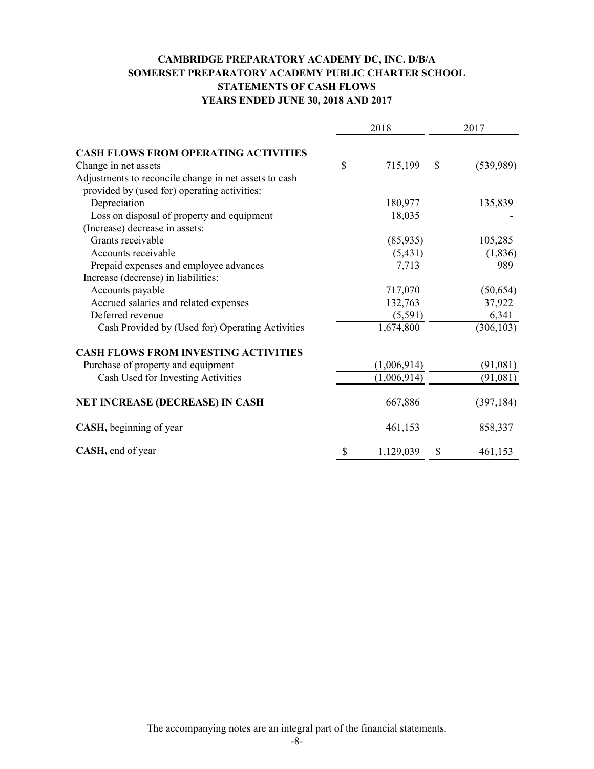**CAMBRIDGE PREPARATORY ACADEMY DC, INC. D/B/A**
**SOMERSET PREPARATORY ACADEMY PUBLIC CHARTER SCHOOL**
**STATEMENTS OF CASH FLOWS**
**YEARS ENDED JUNE 30, 2018 AND 2017**

| | 2018 | 2017 |
|---|---|---|
| **CASH FLOWS FROM OPERATING ACTIVITIES** | | |
| Change in net assets | $ 715,199 | $ (539,989) |
| Adjustments to reconcile change in net assets to cash provided by (used for) operating activities: | | |
| Depreciation | 180,977 | 135,839 |
| Loss on disposal of property and equipment | 18,035 | - |
| (Increase) decrease in assets: | | |
| Grants receivable | (85,935) | 105,285 |
| Accounts receivable | (5,431) | (1,836) |
| Prepaid expenses and employee advances | 7,713 | 989 |
| Increase (decrease) in liabilities: | | |
| Accounts payable | 717,070 | (50,654) |
| Accrued salaries and related expenses | 132,763 | 37,922 |
| Deferred revenue | (5,591) | 6,341 |
| Cash Provided by (Used for) Operating Activities | 1,674,800 | (306,103) |
| **CASH FLOWS FROM INVESTING ACTIVITIES** | | |
| Purchase of property and equipment | (1,006,914) | (91,081) |
| Cash Used for Investing Activities | (1,006,914) | (91,081) |
| **NET INCREASE (DECREASE) IN CASH** | 667,886 | (397,184) |
| **CASH,** beginning of year | 461,153 | 858,337 |
| **CASH,** end of year | $ 1,129,039 | $ 461,153 |

The accompanying notes are an integral part of the financial statements.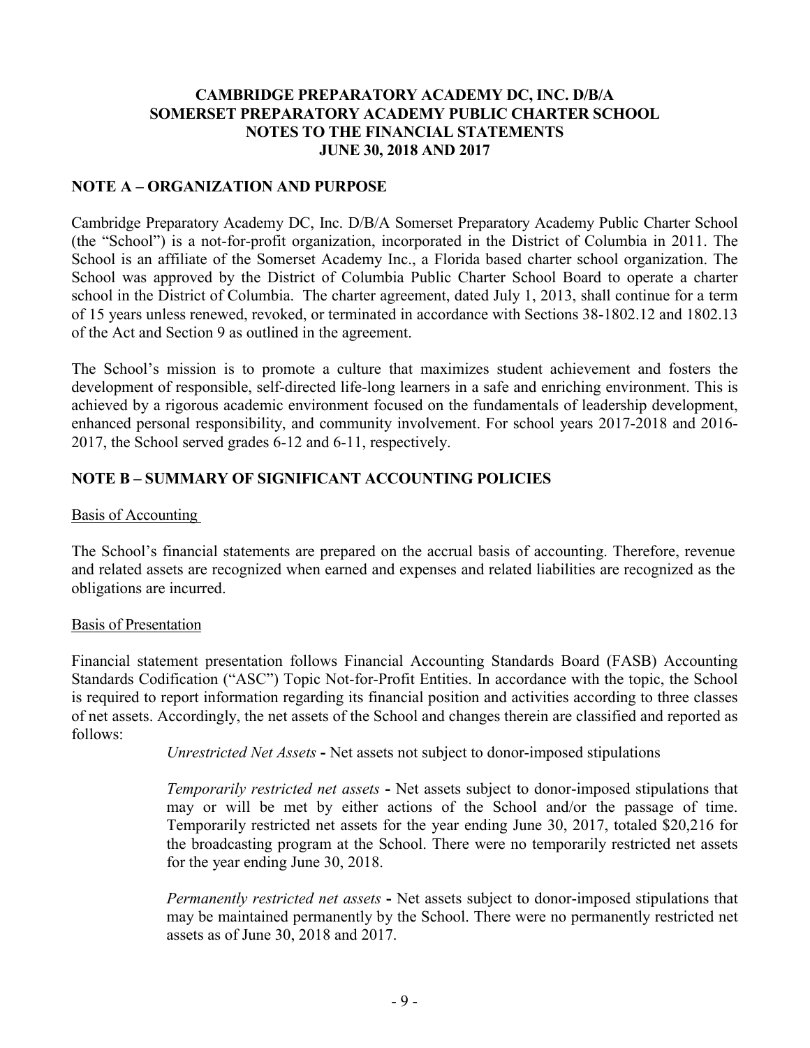**CAMBRIDGE PREPARATORY ACADEMY DC, INC. D/B/A**
**SOMERSET PREPARATORY ACADEMY PUBLIC CHARTER SCHOOL**
**NOTES TO THE FINANCIAL STATEMENTS**
**JUNE 30, 2018 AND 2017**

## NOTE A – ORGANIZATION AND PURPOSE

Cambridge Preparatory Academy DC, Inc. D/B/A Somerset Preparatory Academy Public Charter School (the "School") is a not-for-profit organization, incorporated in the District of Columbia in 2011. The School is an affiliate of the Somerset Academy Inc., a Florida based charter school organization. The School was approved by the District of Columbia Public Charter School Board to operate a charter school in the District of Columbia. The charter agreement, dated July 1, 2013, shall continue for a term of 15 years unless renewed, revoked, or terminated in accordance with Sections 38-1802.12 and 1802.13 of the Act and Section 9 as outlined in the agreement.

The School's mission is to promote a culture that maximizes student achievement and fosters the development of responsible, self-directed life-long learners in a safe and enriching environment. This is achieved by a rigorous academic environment focused on the fundamentals of leadership development, enhanced personal responsibility, and community involvement. For school years 2017-2018 and 2016-2017, the School served grades 6-12 and 6-11, respectively.

## NOTE B – SUMMARY OF SIGNIFICANT ACCOUNTING POLICIES

Basis of Accounting

The School's financial statements are prepared on the accrual basis of accounting. Therefore, revenue and related assets are recognized when earned and expenses and related liabilities are recognized as the obligations are incurred.

Basis of Presentation

Financial statement presentation follows Financial Accounting Standards Board (FASB) Accounting Standards Codification ("ASC") Topic Not-for-Profit Entities. In accordance with the topic, the School is required to report information regarding its financial position and activities according to three classes of net assets. Accordingly, the net assets of the School and changes therein are classified and reported as follows:

*Unrestricted Net Assets* **-** Net assets not subject to donor-imposed stipulations

*Temporarily restricted net assets* **-** Net assets subject to donor-imposed stipulations that may or will be met by either actions of the School and/or the passage of time. Temporarily restricted net assets for the year ending June 30, 2017, totaled $20,216 for the broadcasting program at the School. There were no temporarily restricted net assets for the year ending June 30, 2018.

*Permanently restricted net assets* **-** Net assets subject to donor-imposed stipulations that may be maintained permanently by the School. There were no permanently restricted net assets as of June 30, 2018 and 2017.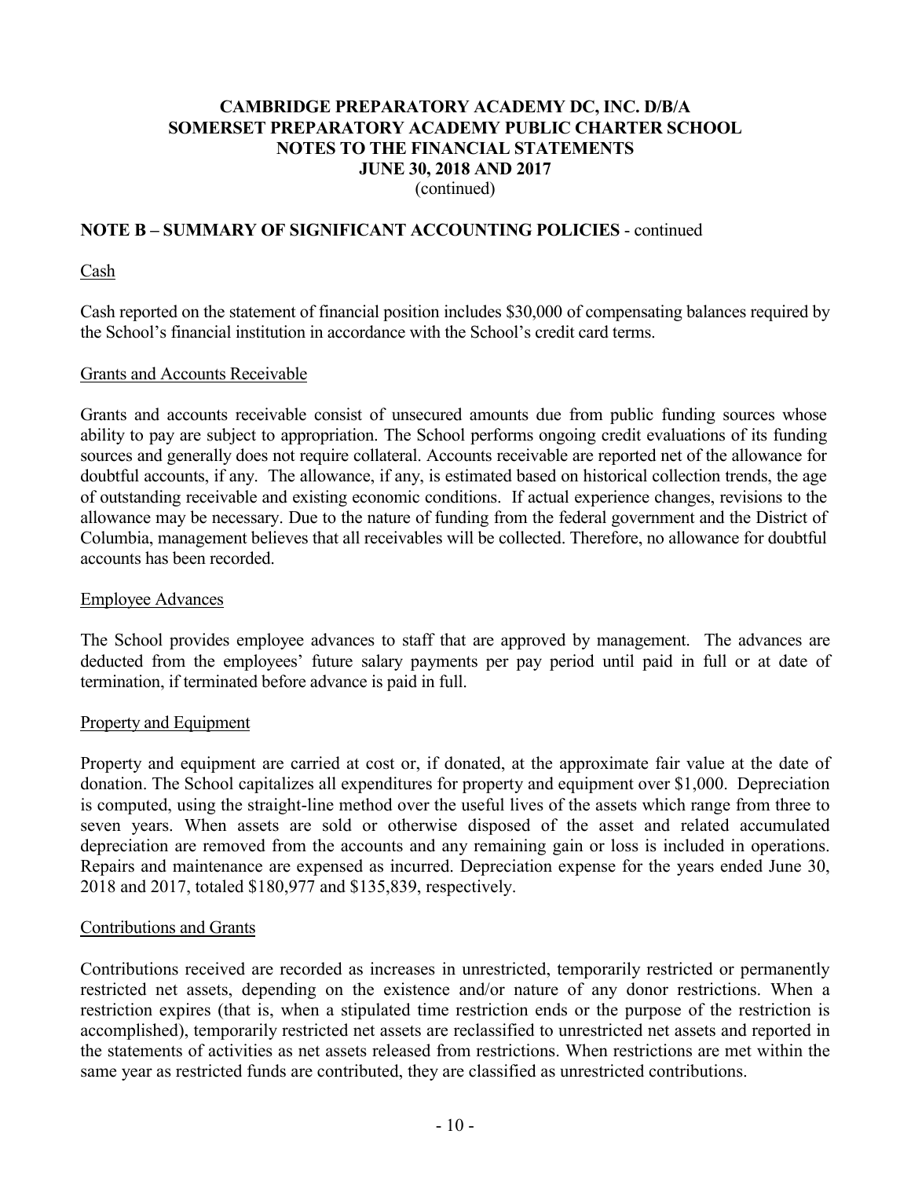## NOTE B – SUMMARY OF SIGNIFICANT ACCOUNTING POLICIES - continued

### Cash

Cash reported on the statement of financial position includes $30,000 of compensating balances required by the School's financial institution in accordance with the School's credit card terms.

### Grants and Accounts Receivable

Grants and accounts receivable consist of unsecured amounts due from public funding sources whose ability to pay are subject to appropriation. The School performs ongoing credit evaluations of its funding sources and generally does not require collateral. Accounts receivable are reported net of the allowance for doubtful accounts, if any. The allowance, if any, is estimated based on historical collection trends, the age of outstanding receivable and existing economic conditions. If actual experience changes, revisions to the allowance may be necessary. Due to the nature of funding from the federal government and the District of Columbia, management believes that all receivables will be collected. Therefore, no allowance for doubtful accounts has been recorded.

### Employee Advances

The School provides employee advances to staff that are approved by management. The advances are deducted from the employees' future salary payments per pay period until paid in full or at date of termination, if terminated before advance is paid in full.

### Property and Equipment

Property and equipment are carried at cost or, if donated, at the approximate fair value at the date of donation. The School capitalizes all expenditures for property and equipment over $1,000. Depreciation is computed, using the straight-line method over the useful lives of the assets which range from three to seven years. When assets are sold or otherwise disposed of the asset and related accumulated depreciation are removed from the accounts and any remaining gain or loss is included in operations. Repairs and maintenance are expensed as incurred. Depreciation expense for the years ended June 30, 2018 and 2017, totaled $180,977 and $135,839, respectively.

### Contributions and Grants

Contributions received are recorded as increases in unrestricted, temporarily restricted or permanently restricted net assets, depending on the existence and/or nature of any donor restrictions. When a restriction expires (that is, when a stipulated time restriction ends or the purpose of the restriction is accomplished), temporarily restricted net assets are reclassified to unrestricted net assets and reported in the statements of activities as net assets released from restrictions. When restrictions are met within the same year as restricted funds are contributed, they are classified as unrestricted contributions.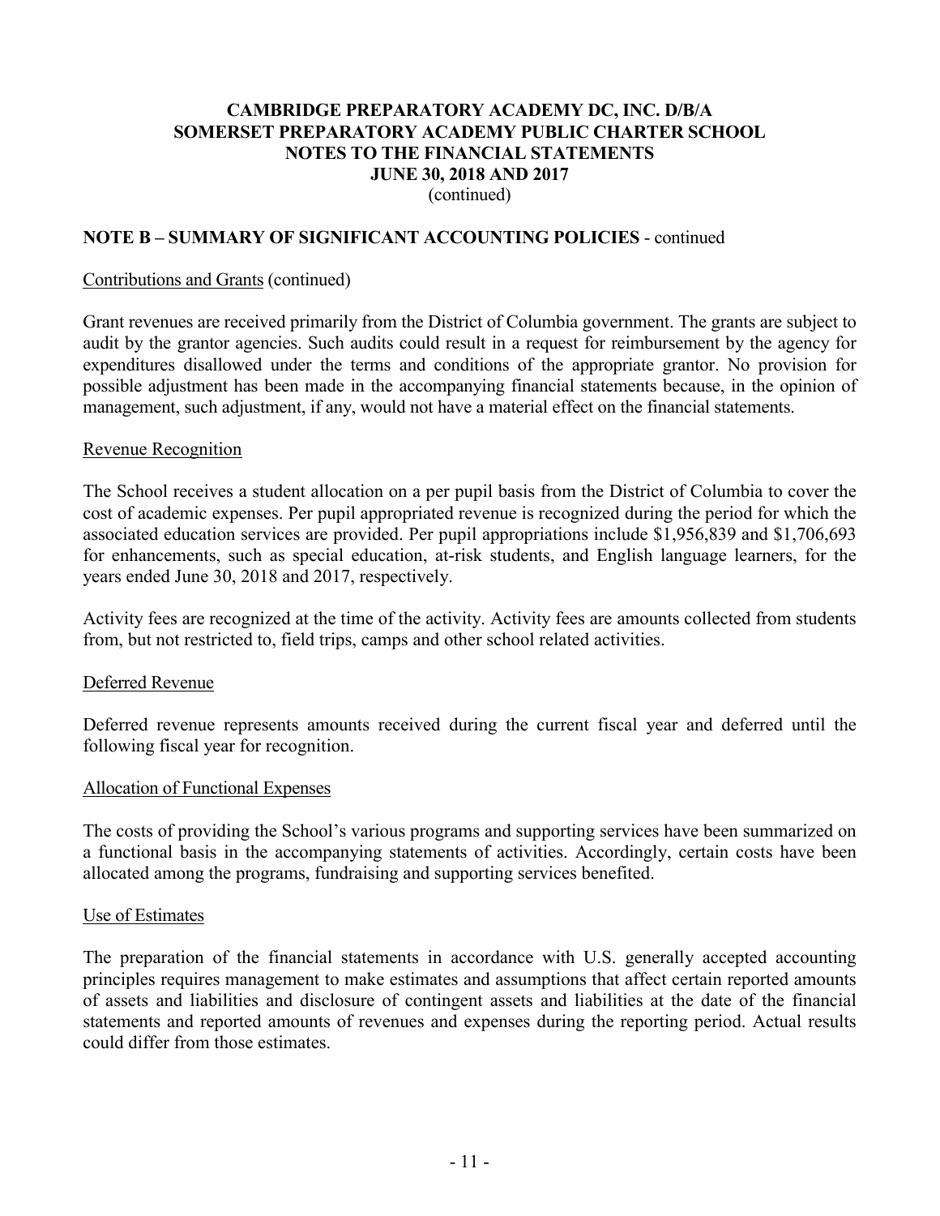**CAMBRIDGE PREPARATORY ACADEMY DC, INC. D/B/A**
**SOMERSET PREPARATORY ACADEMY PUBLIC CHARTER SCHOOL**
**NOTES TO THE FINANCIAL STATEMENTS**
**JUNE 30, 2018 AND 2017**
(continued)

## NOTE B – SUMMARY OF SIGNIFICANT ACCOUNTING POLICIES - continued

Contributions and Grants (continued)

Grant revenues are received primarily from the District of Columbia government. The grants are subject to audit by the grantor agencies. Such audits could result in a request for reimbursement by the agency for expenditures disallowed under the terms and conditions of the appropriate grantor. No provision for possible adjustment has been made in the accompanying financial statements because, in the opinion of management, such adjustment, if any, would not have a material effect on the financial statements.

Revenue Recognition

The School receives a student allocation on a per pupil basis from the District of Columbia to cover the cost of academic expenses. Per pupil appropriated revenue is recognized during the period for which the associated education services are provided. Per pupil appropriations include $1,956,839 and $1,706,693 for enhancements, such as special education, at-risk students, and English language learners, for the years ended June 30, 2018 and 2017, respectively.

Activity fees are recognized at the time of the activity. Activity fees are amounts collected from students from, but not restricted to, field trips, camps and other school related activities.

Deferred Revenue

Deferred revenue represents amounts received during the current fiscal year and deferred until the following fiscal year for recognition.

Allocation of Functional Expenses

The costs of providing the School's various programs and supporting services have been summarized on a functional basis in the accompanying statements of activities. Accordingly, certain costs have been allocated among the programs, fundraising and supporting services benefited.

Use of Estimates

The preparation of the financial statements in accordance with U.S. generally accepted accounting principles requires management to make estimates and assumptions that affect certain reported amounts of assets and liabilities and disclosure of contingent assets and liabilities at the date of the financial statements and reported amounts of revenues and expenses during the reporting period. Actual results could differ from those estimates.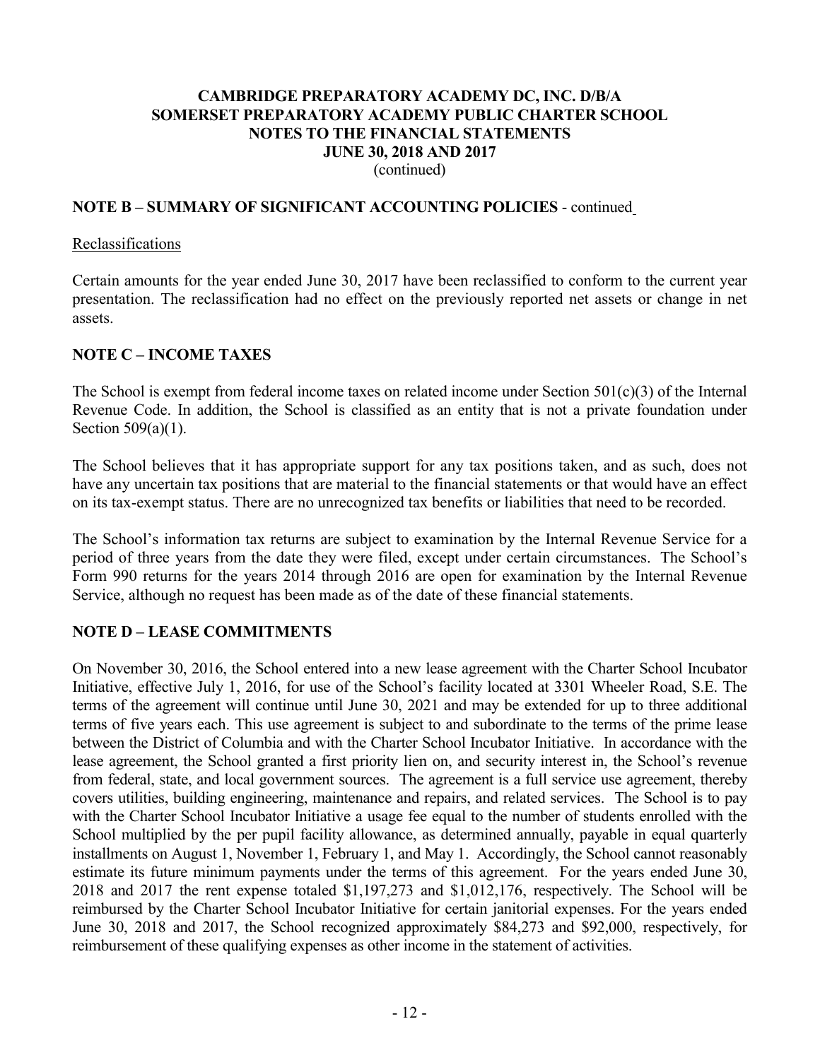**NOTE B – SUMMARY OF SIGNIFICANT ACCOUNTING POLICIES** - continued

Reclassifications

Certain amounts for the year ended June 30, 2017 have been reclassified to conform to the current year presentation. The reclassification had no effect on the previously reported net assets or change in net assets.

**NOTE C – INCOME TAXES**

The School is exempt from federal income taxes on related income under Section 501(c)(3) of the Internal Revenue Code. In addition, the School is classified as an entity that is not a private foundation under Section 509(a)(1).

The School believes that it has appropriate support for any tax positions taken, and as such, does not have any uncertain tax positions that are material to the financial statements or that would have an effect on its tax-exempt status. There are no unrecognized tax benefits or liabilities that need to be recorded.

The School's information tax returns are subject to examination by the Internal Revenue Service for a period of three years from the date they were filed, except under certain circumstances. The School's Form 990 returns for the years 2014 through 2016 are open for examination by the Internal Revenue Service, although no request has been made as of the date of these financial statements.

**NOTE D – LEASE COMMITMENTS**

On November 30, 2016, the School entered into a new lease agreement with the Charter School Incubator Initiative, effective July 1, 2016, for use of the School's facility located at 3301 Wheeler Road, S.E. The terms of the agreement will continue until June 30, 2021 and may be extended for up to three additional terms of five years each. This use agreement is subject to and subordinate to the terms of the prime lease between the District of Columbia and with the Charter School Incubator Initiative. In accordance with the lease agreement, the School granted a first priority lien on, and security interest in, the School's revenue from federal, state, and local government sources. The agreement is a full service use agreement, thereby covers utilities, building engineering, maintenance and repairs, and related services. The School is to pay with the Charter School Incubator Initiative a usage fee equal to the number of students enrolled with the School multiplied by the per pupil facility allowance, as determined annually, payable in equal quarterly installments on August 1, November 1, February 1, and May 1. Accordingly, the School cannot reasonably estimate its future minimum payments under the terms of this agreement. For the years ended June 30, 2018 and 2017 the rent expense totaled $1,197,273 and $1,012,176, respectively. The School will be reimbursed by the Charter School Incubator Initiative for certain janitorial expenses. For the years ended June 30, 2018 and 2017, the School recognized approximately $84,273 and $92,000, respectively, for reimbursement of these qualifying expenses as other income in the statement of activities.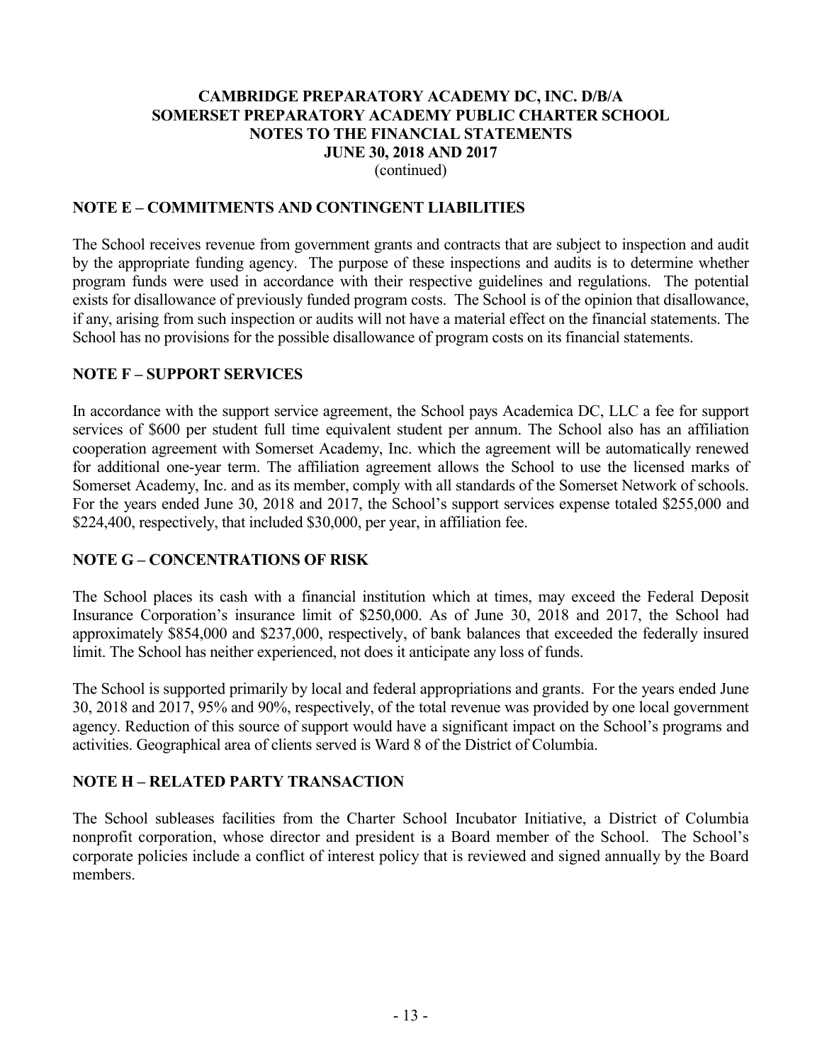**CAMBRIDGE PREPARATORY ACADEMY DC, INC. D/B/A SOMERSET PREPARATORY ACADEMY PUBLIC CHARTER SCHOOL NOTES TO THE FINANCIAL STATEMENTS JUNE 30, 2018 AND 2017**
(continued)

## NOTE E – COMMITMENTS AND CONTINGENT LIABILITIES

The School receives revenue from government grants and contracts that are subject to inspection and audit by the appropriate funding agency. The purpose of these inspections and audits is to determine whether program funds were used in accordance with their respective guidelines and regulations. The potential exists for disallowance of previously funded program costs. The School is of the opinion that disallowance, if any, arising from such inspection or audits will not have a material effect on the financial statements. The School has no provisions for the possible disallowance of program costs on its financial statements.

## NOTE F – SUPPORT SERVICES

In accordance with the support service agreement, the School pays Academica DC, LLC a fee for support services of $600 per student full time equivalent student per annum. The School also has an affiliation cooperation agreement with Somerset Academy, Inc. which the agreement will be automatically renewed for additional one-year term. The affiliation agreement allows the School to use the licensed marks of Somerset Academy, Inc. and as its member, comply with all standards of the Somerset Network of schools. For the years ended June 30, 2018 and 2017, the School's support services expense totaled $255,000 and $224,400, respectively, that included $30,000, per year, in affiliation fee.

## NOTE G – CONCENTRATIONS OF RISK

The School places its cash with a financial institution which at times, may exceed the Federal Deposit Insurance Corporation's insurance limit of $250,000. As of June 30, 2018 and 2017, the School had approximately $854,000 and $237,000, respectively, of bank balances that exceeded the federally insured limit. The School has neither experienced, not does it anticipate any loss of funds.

The School is supported primarily by local and federal appropriations and grants. For the years ended June 30, 2018 and 2017, 95% and 90%, respectively, of the total revenue was provided by one local government agency. Reduction of this source of support would have a significant impact on the School's programs and activities. Geographical area of clients served is Ward 8 of the District of Columbia.

## NOTE H – RELATED PARTY TRANSACTION

The School subleases facilities from the Charter School Incubator Initiative, a District of Columbia nonprofit corporation, whose director and president is a Board member of the School. The School's corporate policies include a conflict of interest policy that is reviewed and signed annually by the Board members.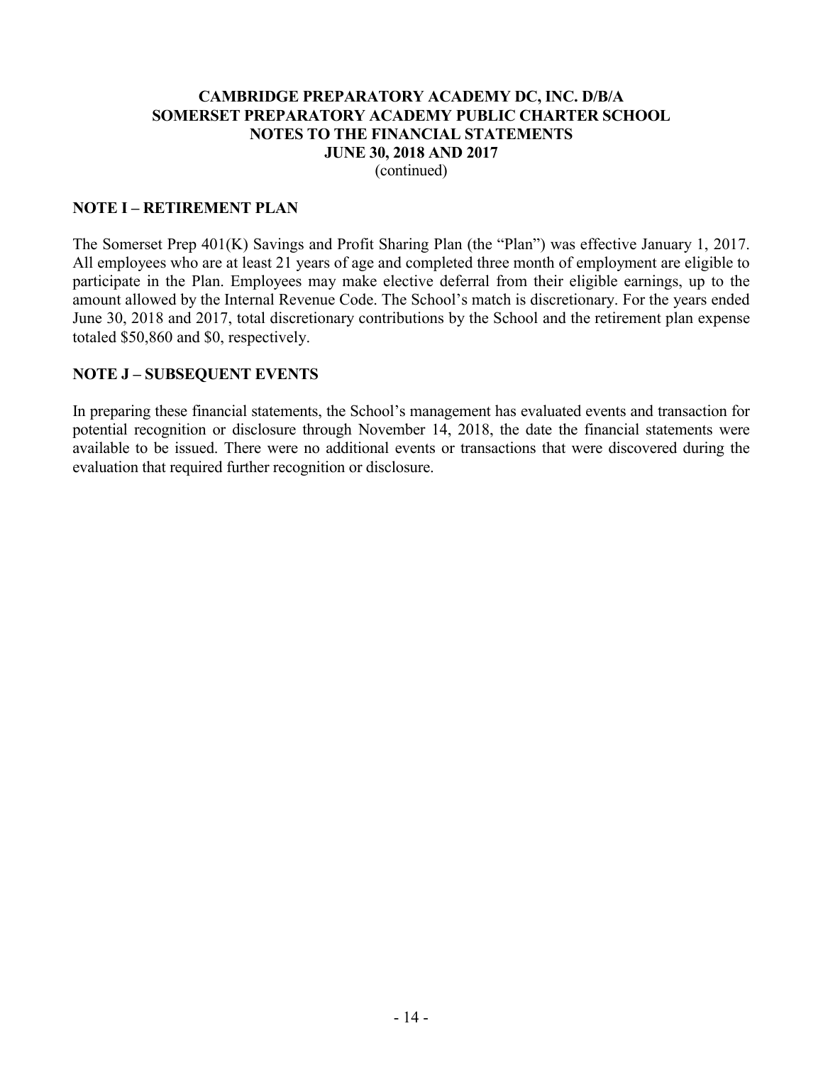# CAMBRIDGE PREPARATORY ACADEMY DC, INC. D/B/A SOMERSET PREPARATORY ACADEMY PUBLIC CHARTER SCHOOL NOTES TO THE FINANCIAL STATEMENTS JUNE 30, 2018 AND 2017

(continued)

## NOTE I – RETIREMENT PLAN

The Somerset Prep 401(K) Savings and Profit Sharing Plan (the "Plan") was effective January 1, 2017. All employees who are at least 21 years of age and completed three month of employment are eligible to participate in the Plan. Employees may make elective deferral from their eligible earnings, up to the amount allowed by the Internal Revenue Code. The School's match is discretionary. For the years ended June 30, 2018 and 2017, total discretionary contributions by the School and the retirement plan expense totaled $50,860 and $0, respectively.

## NOTE J – SUBSEQUENT EVENTS

In preparing these financial statements, the School's management has evaluated events and transaction for potential recognition or disclosure through November 14, 2018, the date the financial statements were available to be issued. There were no additional events or transactions that were discovered during the evaluation that required further recognition or disclosure.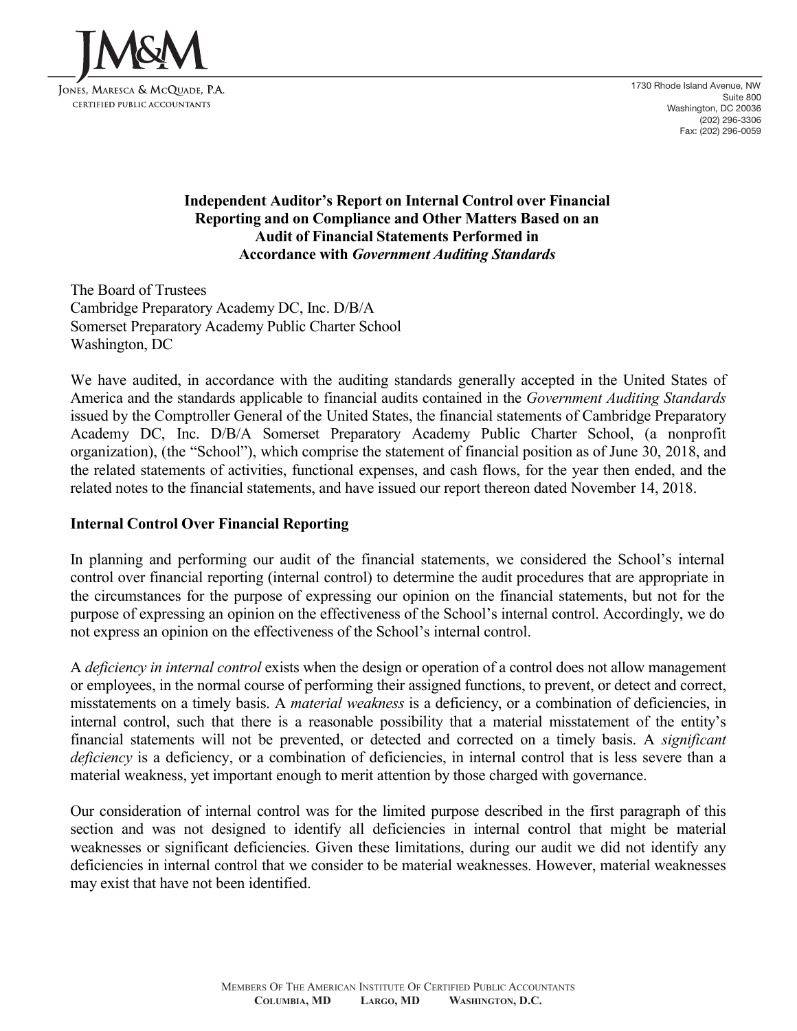JM&M

Jones, Maresca & McQuade, P.A.
Certified Public Accountants

1730 Rhode Island Avenue, NW
Suite 800
Washington, DC 20036
(202) 296-3306
Fax: (202) 296-0059

**Independent Auditor's Report on Internal Control over Financial Reporting and on Compliance and Other Matters Based on an Audit of Financial Statements Performed in Accordance with *Government Auditing Standards***

The Board of Trustees
Cambridge Preparatory Academy DC, Inc. D/B/A
Somerset Preparatory Academy Public Charter School
Washington, DC

We have audited, in accordance with the auditing standards generally accepted in the United States of America and the standards applicable to financial audits contained in the *Government Auditing Standards* issued by the Comptroller General of the United States, the financial statements of Cambridge Preparatory Academy DC, Inc. D/B/A Somerset Preparatory Academy Public Charter School, (a nonprofit organization), (the "School"), which comprise the statement of financial position as of June 30, 2018, and the related statements of activities, functional expenses, and cash flows, for the year then ended, and the related notes to the financial statements, and have issued our report thereon dated November 14, 2018.

**Internal Control Over Financial Reporting**

In planning and performing our audit of the financial statements, we considered the School's internal control over financial reporting (internal control) to determine the audit procedures that are appropriate in the circumstances for the purpose of expressing our opinion on the financial statements, but not for the purpose of expressing an opinion on the effectiveness of the School's internal control. Accordingly, we do not express an opinion on the effectiveness of the School's internal control.

A *deficiency in internal control* exists when the design or operation of a control does not allow management or employees, in the normal course of performing their assigned functions, to prevent, or detect and correct, misstatements on a timely basis. A *material weakness* is a deficiency, or a combination of deficiencies, in internal control, such that there is a reasonable possibility that a material misstatement of the entity's financial statements will not be prevented, or detected and corrected on a timely basis. A *significant deficiency* is a deficiency, or a combination of deficiencies, in internal control that is less severe than a material weakness, yet important enough to merit attention by those charged with governance.

Our consideration of internal control was for the limited purpose described in the first paragraph of this section and was not designed to identify all deficiencies in internal control that might be material weaknesses or significant deficiencies. Given these limitations, during our audit we did not identify any deficiencies in internal control that we consider to be material weaknesses. However, material weaknesses may exist that have not been identified.

Members Of The American Institute Of Certified Public Accountants
**Columbia, MD** **Largo, MD** **Washington, D.C.**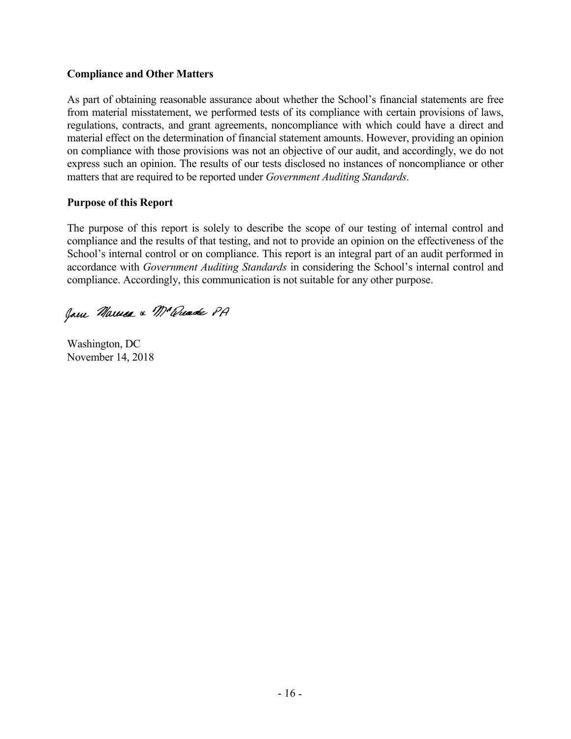**Compliance and Other Matters**

As part of obtaining reasonable assurance about whether the School's financial statements are free from material misstatement, we performed tests of its compliance with certain provisions of laws, regulations, contracts, and grant agreements, noncompliance with which could have a direct and material effect on the determination of financial statement amounts. However, providing an opinion on compliance with those provisions was not an objective of our audit, and accordingly, we do not express such an opinion. The results of our tests disclosed no instances of noncompliance or other matters that are required to be reported under *Government Auditing Standards*.

**Purpose of this Report**

The purpose of this report is solely to describe the scope of our testing of internal control and compliance and the results of that testing, and not to provide an opinion on the effectiveness of the School's internal control or on compliance. This report is an integral part of an audit performed in accordance with *Government Auditing Standards* in considering the School's internal control and compliance. Accordingly, this communication is not suitable for any other purpose.

Jane Marcea & McQuade PA

Washington, DC
November 14, 2018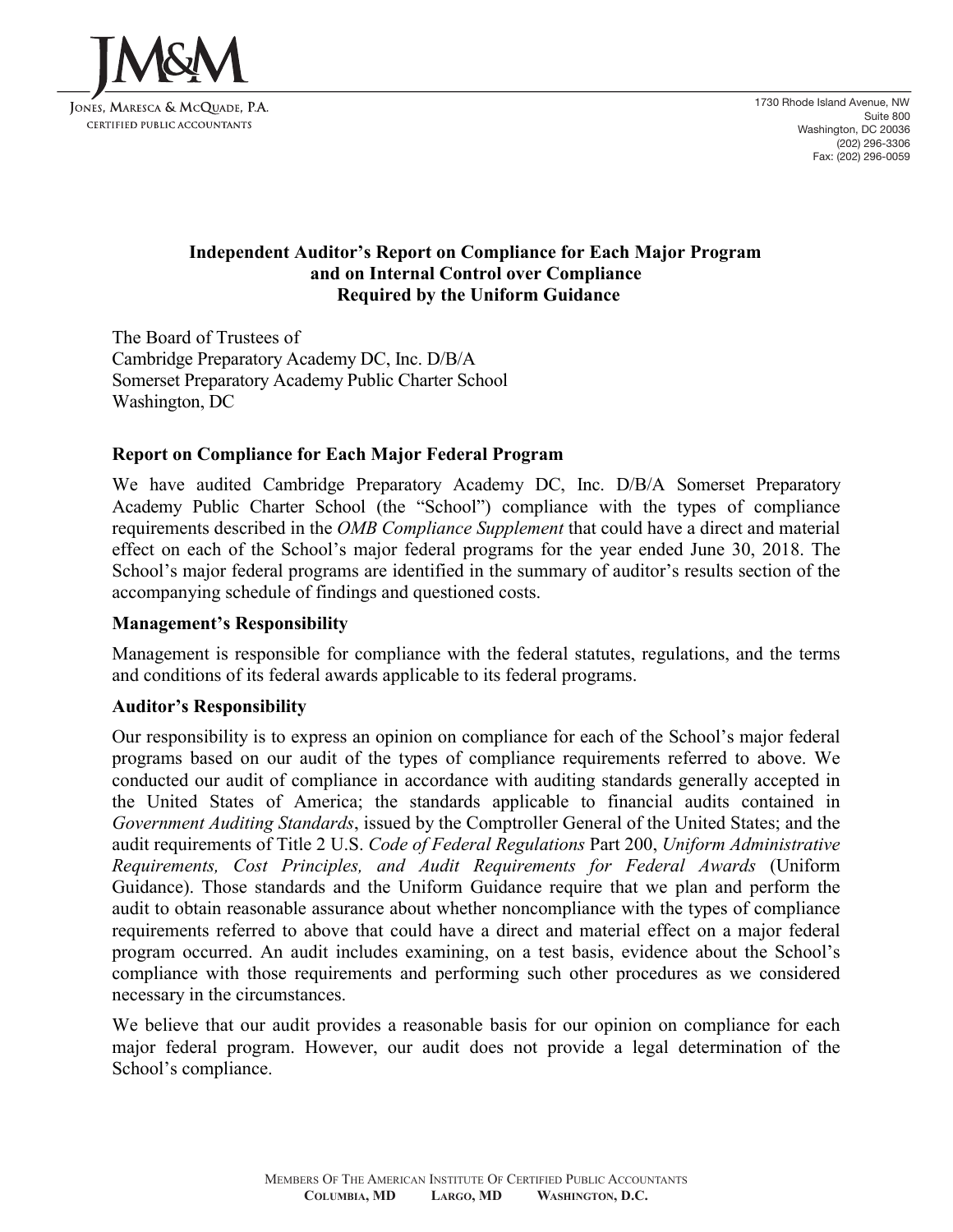**JM&M**

Jones, Maresca & McQuade, P.A.
Certified Public Accountants

1730 Rhode Island Avenue, NW
Suite 800
Washington, DC 20036
(202) 296-3306
Fax: (202) 296-0059

# Independent Auditor's Report on Compliance for Each Major Program and on Internal Control over Compliance Required by the Uniform Guidance

The Board of Trustees of
Cambridge Preparatory Academy DC, Inc. D/B/A
Somerset Preparatory Academy Public Charter School
Washington, DC

## Report on Compliance for Each Major Federal Program

We have audited Cambridge Preparatory Academy DC, Inc. D/B/A Somerset Preparatory Academy Public Charter School (the "School") compliance with the types of compliance requirements described in the *OMB Compliance Supplement* that could have a direct and material effect on each of the School's major federal programs for the year ended June 30, 2018. The School's major federal programs are identified in the summary of auditor's results section of the accompanying schedule of findings and questioned costs.

### Management's Responsibility

Management is responsible for compliance with the federal statutes, regulations, and the terms and conditions of its federal awards applicable to its federal programs.

### Auditor's Responsibility

Our responsibility is to express an opinion on compliance for each of the School's major federal programs based on our audit of the types of compliance requirements referred to above. We conducted our audit of compliance in accordance with auditing standards generally accepted in the United States of America; the standards applicable to financial audits contained in *Government Auditing Standards*, issued by the Comptroller General of the United States; and the audit requirements of Title 2 U.S. *Code of Federal Regulations* Part 200, *Uniform Administrative Requirements, Cost Principles, and Audit Requirements for Federal Awards* (Uniform Guidance). Those standards and the Uniform Guidance require that we plan and perform the audit to obtain reasonable assurance about whether noncompliance with the types of compliance requirements referred to above that could have a direct and material effect on a major federal program occurred. An audit includes examining, on a test basis, evidence about the School's compliance with those requirements and performing such other procedures as we considered necessary in the circumstances.

We believe that our audit provides a reasonable basis for our opinion on compliance for each major federal program. However, our audit does not provide a legal determination of the School's compliance.

Members Of The American Institute Of Certified Public Accountants
**Columbia, MD Largo, MD Washington, D.C.**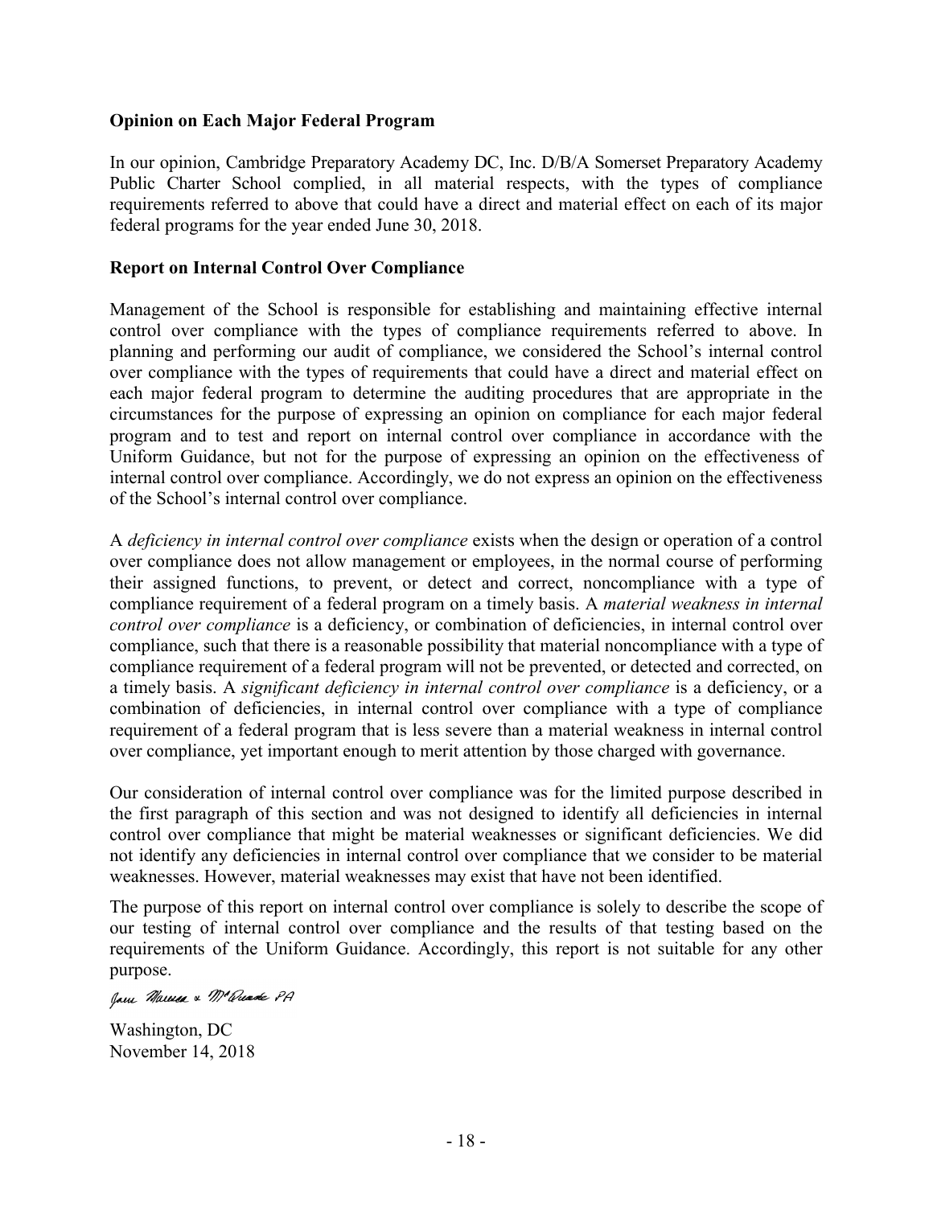**Opinion on Each Major Federal Program**

In our opinion, Cambridge Preparatory Academy DC, Inc. D/B/A Somerset Preparatory Academy Public Charter School complied, in all material respects, with the types of compliance requirements referred to above that could have a direct and material effect on each of its major federal programs for the year ended June 30, 2018.

**Report on Internal Control Over Compliance**

Management of the School is responsible for establishing and maintaining effective internal control over compliance with the types of compliance requirements referred to above. In planning and performing our audit of compliance, we considered the School's internal control over compliance with the types of requirements that could have a direct and material effect on each major federal program to determine the auditing procedures that are appropriate in the circumstances for the purpose of expressing an opinion on compliance for each major federal program and to test and report on internal control over compliance in accordance with the Uniform Guidance, but not for the purpose of expressing an opinion on the effectiveness of internal control over compliance. Accordingly, we do not express an opinion on the effectiveness of the School's internal control over compliance.

A *deficiency in internal control over compliance* exists when the design or operation of a control over compliance does not allow management or employees, in the normal course of performing their assigned functions, to prevent, or detect and correct, noncompliance with a type of compliance requirement of a federal program on a timely basis. A *material weakness in internal control over compliance* is a deficiency, or combination of deficiencies, in internal control over compliance, such that there is a reasonable possibility that material noncompliance with a type of compliance requirement of a federal program will not be prevented, or detected and corrected, on a timely basis. A *significant deficiency in internal control over compliance* is a deficiency, or a combination of deficiencies, in internal control over compliance with a type of compliance requirement of a federal program that is less severe than a material weakness in internal control over compliance, yet important enough to merit attention by those charged with governance.

Our consideration of internal control over compliance was for the limited purpose described in the first paragraph of this section and was not designed to identify all deficiencies in internal control over compliance that might be material weaknesses or significant deficiencies. We did not identify any deficiencies in internal control over compliance that we consider to be material weaknesses. However, material weaknesses may exist that have not been identified.

The purpose of this report on internal control over compliance is solely to describe the scope of our testing of internal control over compliance and the results of that testing based on the requirements of the Uniform Guidance. Accordingly, this report is not suitable for any other purpose.

Jones Marcus & McQuade PA

Washington, DC
November 14, 2018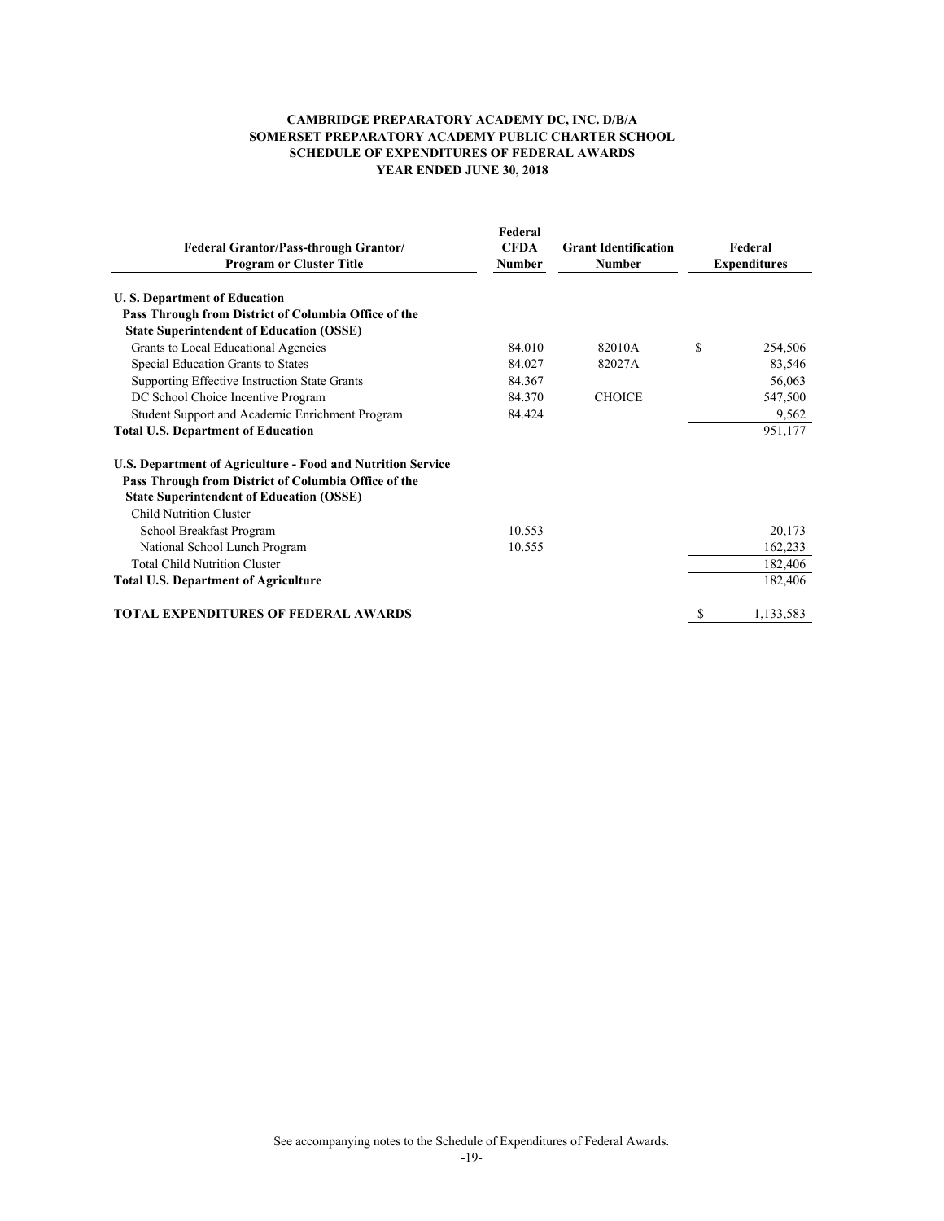**CAMBRIDGE PREPARATORY ACADEMY DC, INC. D/B/A**
**SOMERSET PREPARATORY ACADEMY PUBLIC CHARTER SCHOOL**
**SCHEDULE OF EXPENDITURES OF FEDERAL AWARDS**
**YEAR ENDED JUNE 30, 2018**

| Federal Grantor/Pass-through Grantor/ Program or Cluster Title | Federal CFDA Number | Grant Identification Number | Federal Expenditures |
|---|---|---|---|
| **U. S. Department of Education** | | | |
| **Pass Through from District of Columbia Office of the State Superintendent of Education (OSSE)** | | | |
| Grants to Local Educational Agencies | 84.010 | 82010A | $ 254,506 |
| Special Education Grants to States | 84.027 | 82027A | 83,546 |
| Supporting Effective Instruction State Grants | 84.367 | | 56,063 |
| DC School Choice Incentive Program | 84.370 | CHOICE | 547,500 |
| Student Support and Academic Enrichment Program | 84.424 | | 9,562 |
| **Total U.S. Department of Education** | | | 951,177 |
| **U.S. Department of Agriculture - Food and Nutrition Service** | | | |
| **Pass Through from District of Columbia Office of the State Superintendent of Education (OSSE)** | | | |
| Child Nutrition Cluster | | | |
| School Breakfast Program | 10.553 | | 20,173 |
| National School Lunch Program | 10.555 | | 162,233 |
| Total Child Nutrition Cluster | | | 182,406 |
| **Total U.S. Department of Agriculture** | | | 182,406 |
| **TOTAL EXPENDITURES OF FEDERAL AWARDS** | | | $ 1,133,583 |

See accompanying notes to the Schedule of Expenditures of Federal Awards.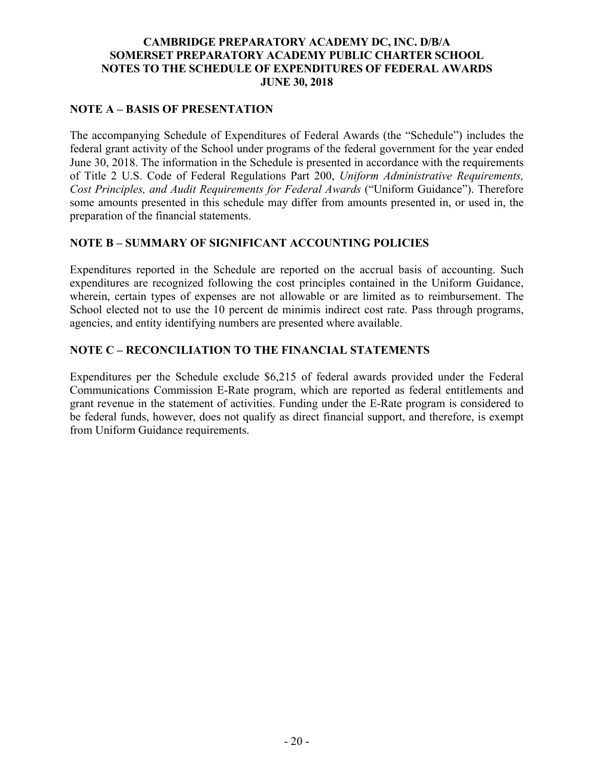# CAMBRIDGE PREPARATORY ACADEMY DC, INC. D/B/A SOMERSET PREPARATORY ACADEMY PUBLIC CHARTER SCHOOL NOTES TO THE SCHEDULE OF EXPENDITURES OF FEDERAL AWARDS JUNE 30, 2018

## NOTE A – BASIS OF PRESENTATION

The accompanying Schedule of Expenditures of Federal Awards (the "Schedule") includes the federal grant activity of the School under programs of the federal government for the year ended June 30, 2018. The information in the Schedule is presented in accordance with the requirements of Title 2 U.S. Code of Federal Regulations Part 200, *Uniform Administrative Requirements, Cost Principles, and Audit Requirements for Federal Awards* ("Uniform Guidance"). Therefore some amounts presented in this schedule may differ from amounts presented in, or used in, the preparation of the financial statements.

## NOTE B – SUMMARY OF SIGNIFICANT ACCOUNTING POLICIES

Expenditures reported in the Schedule are reported on the accrual basis of accounting. Such expenditures are recognized following the cost principles contained in the Uniform Guidance, wherein, certain types of expenses are not allowable or are limited as to reimbursement. The School elected not to use the 10 percent de minimis indirect cost rate. Pass through programs, agencies, and entity identifying numbers are presented where available.

## NOTE C – RECONCILIATION TO THE FINANCIAL STATEMENTS

Expenditures per the Schedule exclude $6,215 of federal awards provided under the Federal Communications Commission E-Rate program, which are reported as federal entitlements and grant revenue in the statement of activities. Funding under the E-Rate program is considered to be federal funds, however, does not qualify as direct financial support, and therefore, is exempt from Uniform Guidance requirements.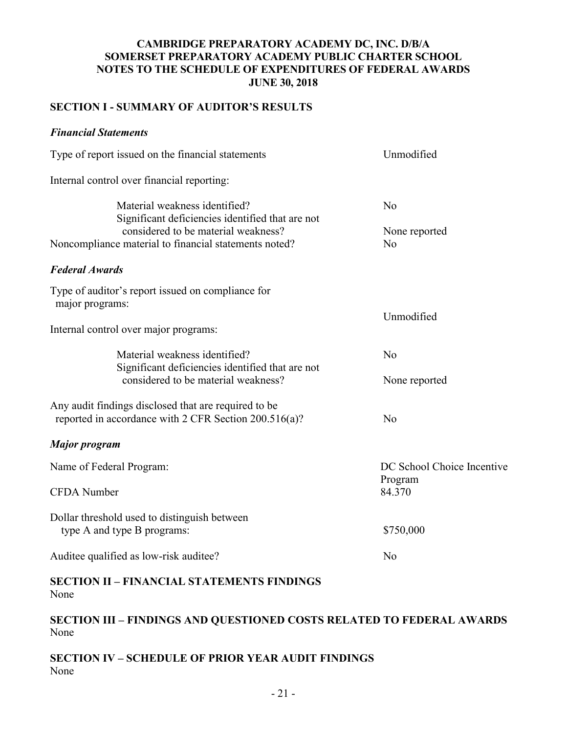**CAMBRIDGE PREPARATORY ACADEMY DC, INC. D/B/A**
**SOMERSET PREPARATORY ACADEMY PUBLIC CHARTER SCHOOL**
**NOTES TO THE SCHEDULE OF EXPENDITURES OF FEDERAL AWARDS**
**JUNE 30, 2018**

## SECTION I - SUMMARY OF AUDITOR'S RESULTS

### *Financial Statements*

| | |
|---|---|
| Type of report issued on the financial statements | Unmodified |
| Internal control over financial reporting: | |
| Material weakness identified? | No |
| Significant deficiencies identified that are not considered to be material weakness? | None reported |
| Noncompliance material to financial statements noted? | No |

### *Federal Awards*

| | |
|---|---|
| Type of auditor's report issued on compliance for major programs: | Unmodified |
| Internal control over major programs: | |
| Material weakness identified? | No |
| Significant deficiencies identified that are not considered to be material weakness? | None reported |
| Any audit findings disclosed that are required to be reported in accordance with 2 CFR Section 200.516(a)? | No |

### *Major program*

| | |
|---|---|
| Name of Federal Program: | DC School Choice Incentive Program |
| CFDA Number | 84.370 |
| Dollar threshold used to distinguish between type A and type B programs: | $750,000 |
| Auditee qualified as low-risk auditee? | No |

## SECTION II – FINANCIAL STATEMENTS FINDINGS

None

## SECTION III – FINDINGS AND QUESTIONED COSTS RELATED TO FEDERAL AWARDS

None

## SECTION IV – SCHEDULE OF PRIOR YEAR AUDIT FINDINGS

None